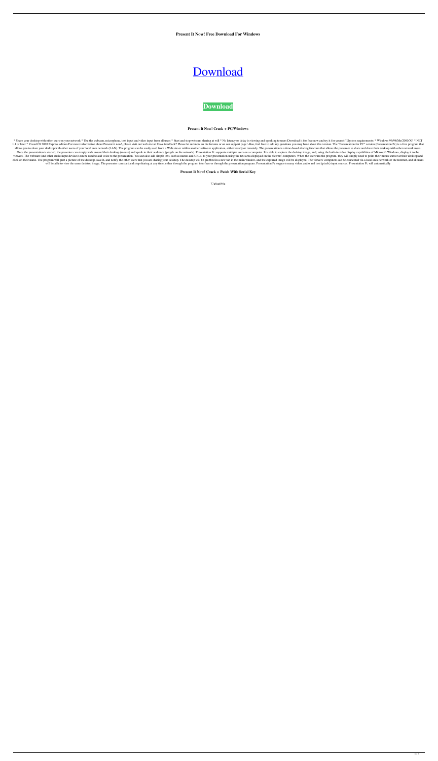**Present It Now! Free Download For Windows**

[Download]

**Download**

**Present It Now! Crack + PC/Windows**

* Share your desktop with other users on your network * Use the webcam, microphone, text input and video input from all users * Start and stop webcam sharing at will * No latency or delay in viewing and speaking to users Download it for free now and try it for yourself! System requirements: * Windows 95/98/Me/2000/XP * .NET 1.1 or later * Visual C# 2005 Express edition For more information about Present it now!, please visit our web site at: Have feedback? Please let us know on the forums or on our support page! Also, feel free to ask any questions you may have about this version. The "Presentation for PC" version (Presentation Pc) is a free program that allows you to share your desktop with other users of your local area network (LAN). The program can be easily used from a Web site or within another software application, either locally or remotely. The presentation is a time-based sharing function that allows the presenter to share and share their desktop with other network users. Once the presentation is started, the presenter can simply walk around their desktop (mouse) and speak to their audience (people on the network). Presentation Pc supports multiple users on a computer. It is able to capture the desktop image, and, using the built-in video display capabilities of Microsoft Windows, display it to the viewers. The webcam (and other audio input devices) can be used to add voice to the presentation. You can also add simple text, such as names and URLs, to your presentation using the text area displayed on the viewers' computers. When the user runs the program, they will simply need to point their mouse cursor at their desktop and click on their name. The program will grab a picture of the desktop, save it, and notify the other users that you are sharing your desktop. The desktop will be grabbed in a new tab in the main window, and the captured image will be displayed. The viewers' computers can be connected via a local area network or the Internet, and all users will be able to view the same desktop image. The presenter can start and stop sharing at any time, either through the program interface or through the presentation program. Presentation Pc supports many video, audio and text (pixels) input sources. Presentation Pc will automatically

**Present It Now! Crack + Patch With Serial Key**

77a5ca646e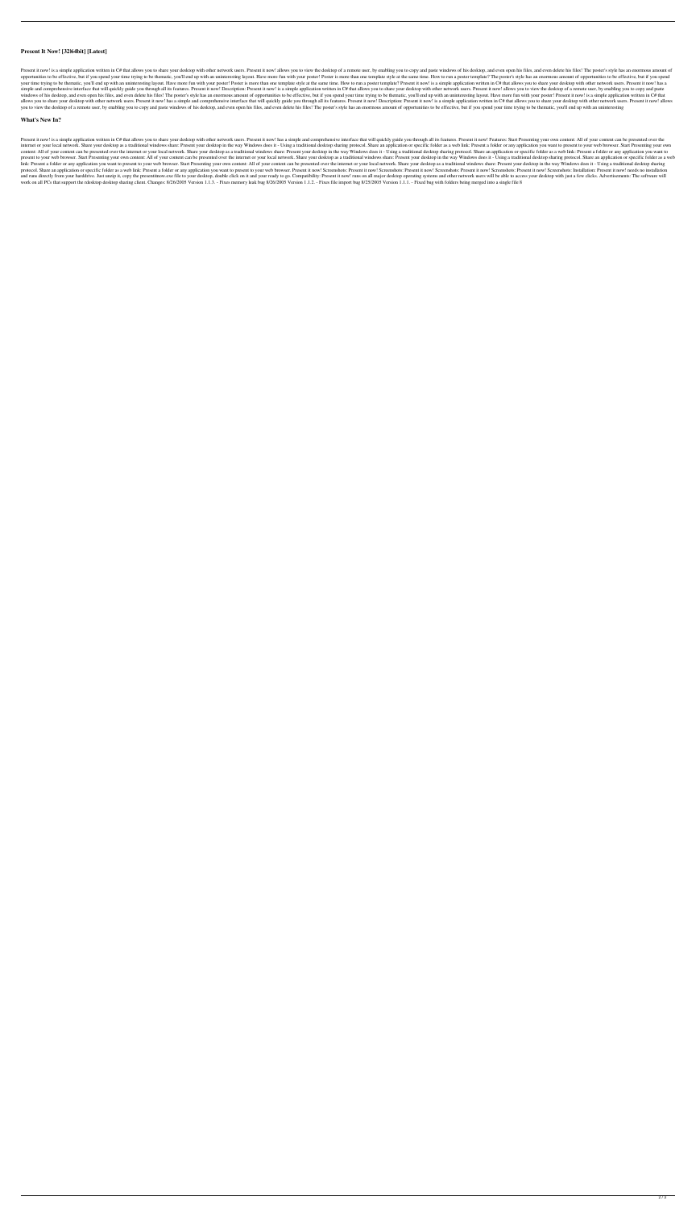## Present It Now! [32|64bit] [Latest]

Present it now! is a simple application written in C# that allows you to share your desktop with other network users. Present it now! allows you to view the desktop of a remote user, by enabling you to copy and paste windows of his desktop, and even open his files, and even delete his files! The poster's style has an enormous amount of opportunities to be effective, but if you spend your time trying to be thematic, you'll end up with an uninteresting layout. Have more fun with your poster! Poster is more than one template style at the same time. How to run a poster template? The poster's style has an enormous amount of opportunities to be effective, but if you spend your time trying to be thematic, you'll end up with an uninteresting layout. Have more fun with your poster! Poster is more than one template style at the same time. How to run a poster template? Present it now! is a simple application written in C# that allows you to share your desktop with other network users. Present it now! has a simple and comprehensive interface that will quickly guide you through all its features. Present it now! Description: Present it now! is a simple application written in C# that allows you to share your desktop with other network users. Present it now! allows you to view the desktop of a remote user, by enabling you to copy and paste windows of his desktop, and even open his files, and even delete his files! The poster's style has an enormous amount of opportunities to be effective, but if you spend your time trying to be thematic, you'll end up with an uninteresting layout. Have more fun with your poster! Present it now! is a simple application written in C# that allows you to share your desktop with other network users. Present it now! has a simple and comprehensive interface that will quickly guide you through all its features. Present it now! Description: Present it now! is a simple application written in C# that allows you to share your desktop with other network users. Present it now! allows you to view the desktop of a remote user, by enabling you to copy and paste windows of his desktop, and even open his files, and even delete his files! The poster's style has an enormous amount of opportunities to be effective, but if you spend your time trying to be thematic, you'll end up with an uninteresting

## What's New In?

Present it now! is a simple application written in C# that allows you to share your desktop with other network users. Present it now! has a simple and comprehensive interface that will quickly guide you through all its features. Present it now! Features: Start Presenting your own content: All of your content can be presented over the internet or your local network. Share your desktop as a traditional windows share: Present your desktop in the way Windows does it - Using a traditional desktop sharing protocol. Share an application or specific folder as a web link: Present a folder or any application you want to present to your web browser. Start Presenting your own content: All of your content can be presented over the internet or your local network. Share your desktop as a traditional windows share: Present your desktop in the way Windows does it - Using a traditional desktop sharing protocol. Share an application or specific folder as a web link: Present a folder or any application you want to present to your web browser. Start Presenting your own content: All of your content can be presented over the internet or your local network. Share your desktop as a traditional windows share: Present your desktop in the way Windows does it - Using a traditional desktop sharing protocol. Share an application or specific folder as a web link: Present a folder or any application you want to present to your web browser. Start Presenting your own content: All of your content can be presented over the internet or your local network. Share your desktop as a traditional windows share: Present your desktop in the way Windows does it - Using a traditional desktop sharing protocol. Share an application or specific folder as a web link: Present a folder or any application you want to present to your web browser. Present it now! Screenshots: Present it now! Screenshots: Present it now! Screenshots: Present it now! Screenshots: Present it now! Screenshots: Installation: Present it now! needs no installation and runs directly from your harddrive. Just unzip it, copy the presentitnow.exe file to your desktop, double click on it and your ready to go. Compatibility: Present it now! runs on all major desktop operating systems and other network users will be able to access your desktop with just a few clicks. Advertisements: The software will work on all PCs that support the rdesktop desktop sharing client. Changes: 8/26/2005 Version 1.1.3. - Fixes memory leak bug 8/26/2005 Version 1.1.2. - Fixes file import bug 8/25/2005 Version 1.1.1. - Fixed bug with folders being merged into a single file 8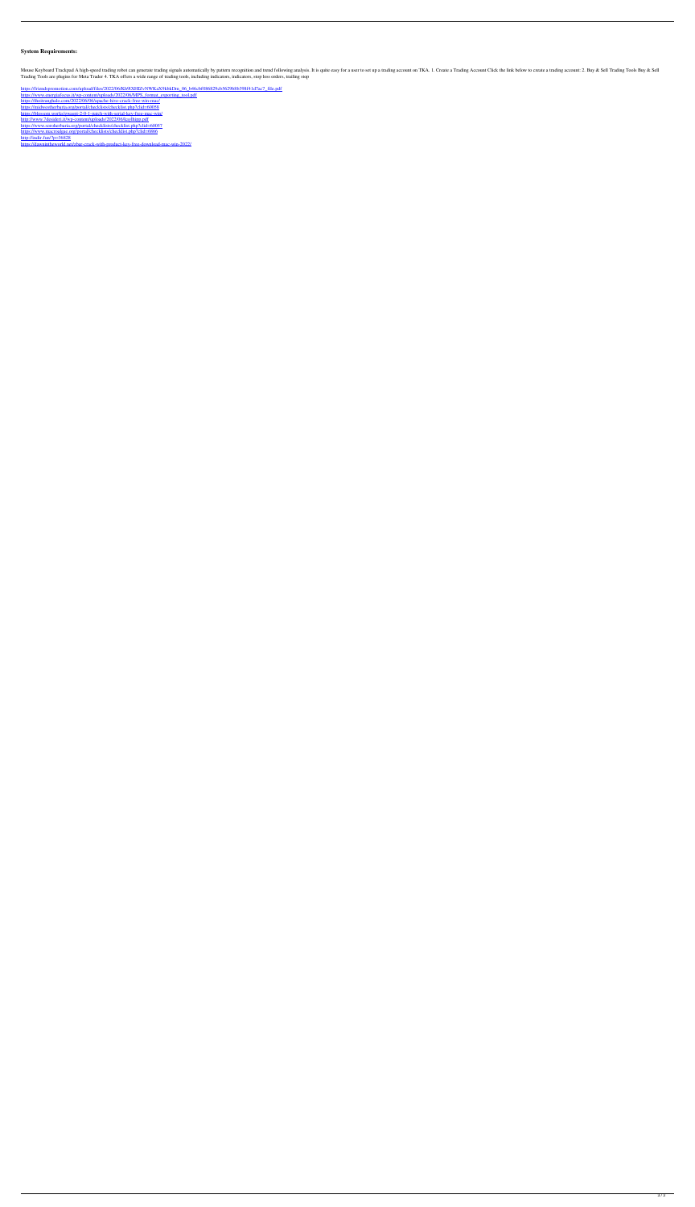**System Requirements:**

Mouse Keyboard Trackpad A high-speed trading robot can generate trading signals automatically by pattern recognition and trend following analysis. It is quite easy for a user to set up a trading account on TKA. 1. Create a Trading Account Click the link below to create a trading account: 2. Buy & Sell Trading Tools Buy & Sell Trading Tools are plugins for Meta Trader 4. TKA offers a wide range of trading tools, including indicators, indicators, stop loss orders, trailing stop

https://friendspromotion.com/upload/files/2022/06/Kb9XHIZvNWKaX9kbkDm_06_b46cb0f86829cb5629b8b598f41d7ac7_file.pdf
https://www.energiafocus.it/wp-content/uploads/2022/06/MPS_format_exporting_tool.pdf
https://thoitranghalo.com/2022/06/06/apache-hive-crack-free-win-mac/
https://michoacanherbario.org/portal/checklists/checklist.php?clid=60058
https://blossom.works/groups-2-0-1-patch-with-serial-key-free-mac-win/
http://www.7desideri.it/wp-content/uploads/2022/06/kaylhign.pdf
https://www.sonoherbaria.org/portal/checklists/checklist.php?clid=60057
https://www.macroalgae.org/portal/checklists/checklist.php?clid=6866
http://indir.fun/?p=36828
https://jasaborsumurjakarta.com/rbar-crack-with-product-key-free-download-mac-win-2022/